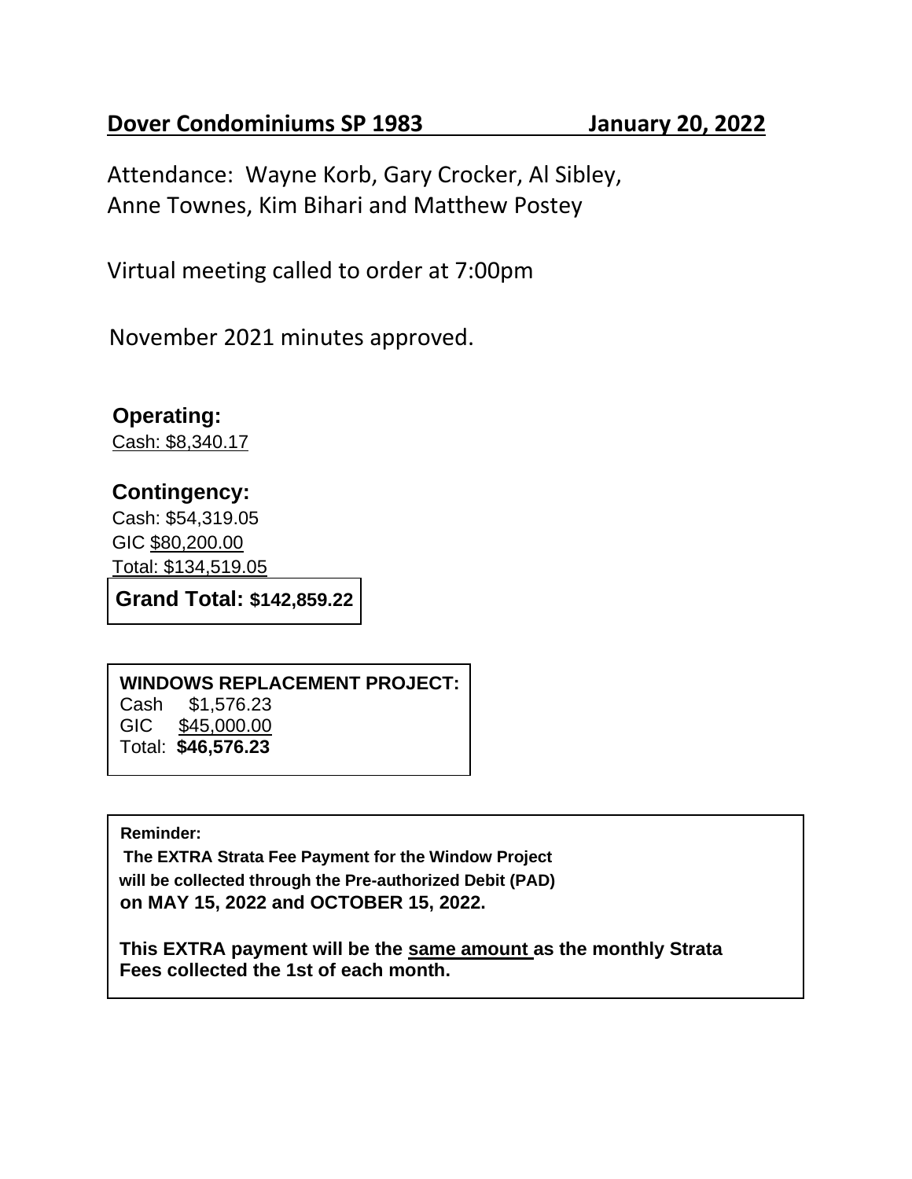## Dover Condominiums SP 1983 January 20, 2022

Attendance: Wayne Korb, Gary Crocker, Al Sibley, Anne Townes, Kim Bihari and Matthew Postey

Virtual meeting called to order at 7:00pm

November 2021 minutes approved.

**Operating:**

Cash: $8,340.17

**Contingency:**

Cash: $54,319.05

GIC $80,200.00

Total: $134,519.05

**Grand Total: $142,859.22**

**WINDOWS REPLACEMENT PROJECT:**

Cash $1,576.23

GIC $45,000.00

Total: **$46,576.23**

**Reminder:**

**The EXTRA Strata Fee Payment for the Window Project will be collected through the Pre-authorized Debit (PAD) on MAY 15, 2022 and OCTOBER 15, 2022.**

**This EXTRA payment will be the same amount as the monthly Strata Fees collected the 1st of each month.**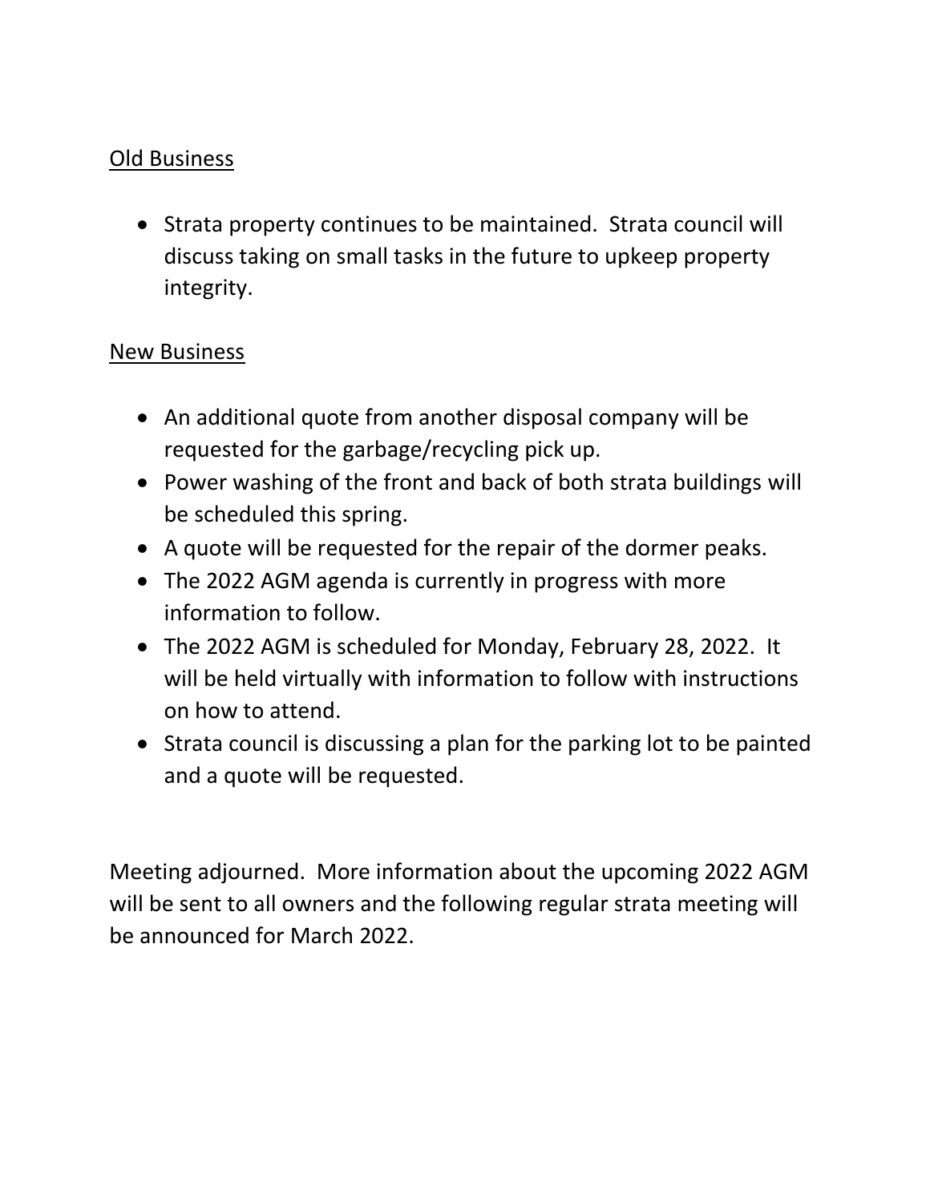Old Business

- Strata property continues to be maintained. Strata council will discuss taking on small tasks in the future to upkeep property integrity.

New Business

- An additional quote from another disposal company will be requested for the garbage/recycling pick up.
- Power washing of the front and back of both strata buildings will be scheduled this spring.
- A quote will be requested for the repair of the dormer peaks.
- The 2022 AGM agenda is currently in progress with more information to follow.
- The 2022 AGM is scheduled for Monday, February 28, 2022. It will be held virtually with information to follow with instructions on how to attend.
- Strata council is discussing a plan for the parking lot to be painted and a quote will be requested.

Meeting adjourned. More information about the upcoming 2022 AGM will be sent to all owners and the following regular strata meeting will be announced for March 2022.